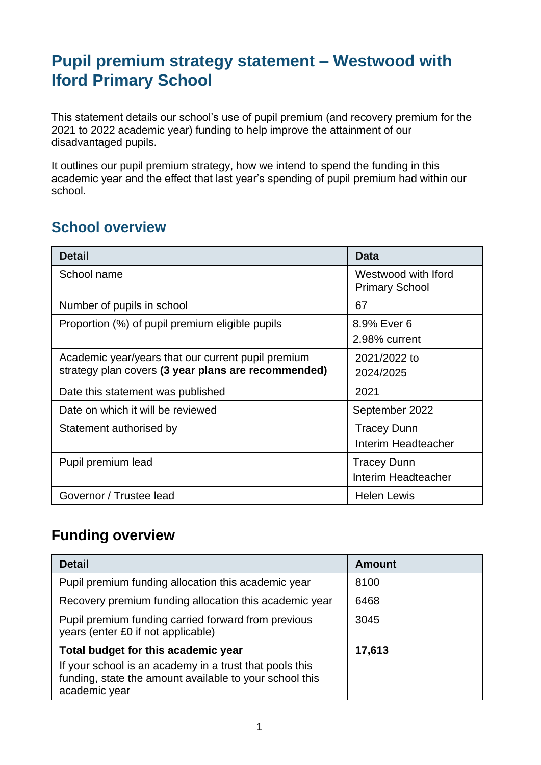# Pupil premium strategy statement – Westwood with Iford Primary School

This statement details our school's use of pupil premium (and recovery premium for the 2021 to 2022 academic year) funding to help improve the attainment of our disadvantaged pupils.

It outlines our pupil premium strategy, how we intend to spend the funding in this academic year and the effect that last year's spending of pupil premium had within our school.

## School overview

| Detail | Data |
|---|---|
| School name | Westwood with Iford Primary School |
| Number of pupils in school | 67 |
| Proportion (%) of pupil premium eligible pupils | 8.9% Ever 6<br>2.98% current |
| Academic year/years that our current pupil premium strategy plan covers **(3 year plans are recommended)** | 2021/2022 to 2024/2025 |
| Date this statement was published | 2021 |
| Date on which it will be reviewed | September 2022 |
| Statement authorised by | Tracey Dunn<br>Interim Headteacher |
| Pupil premium lead | Tracey Dunn<br>Interim Headteacher |
| Governor / Trustee lead | Helen Lewis |

## Funding overview

| Detail | Amount |
|---|---|
| Pupil premium funding allocation this academic year | 8100 |
| Recovery premium funding allocation this academic year | 6468 |
| Pupil premium funding carried forward from previous years (enter £0 if not applicable) | 3045 |
| **Total budget for this academic year**<br>If your school is an academy in a trust that pools this funding, state the amount available to your school this academic year | **17,613** |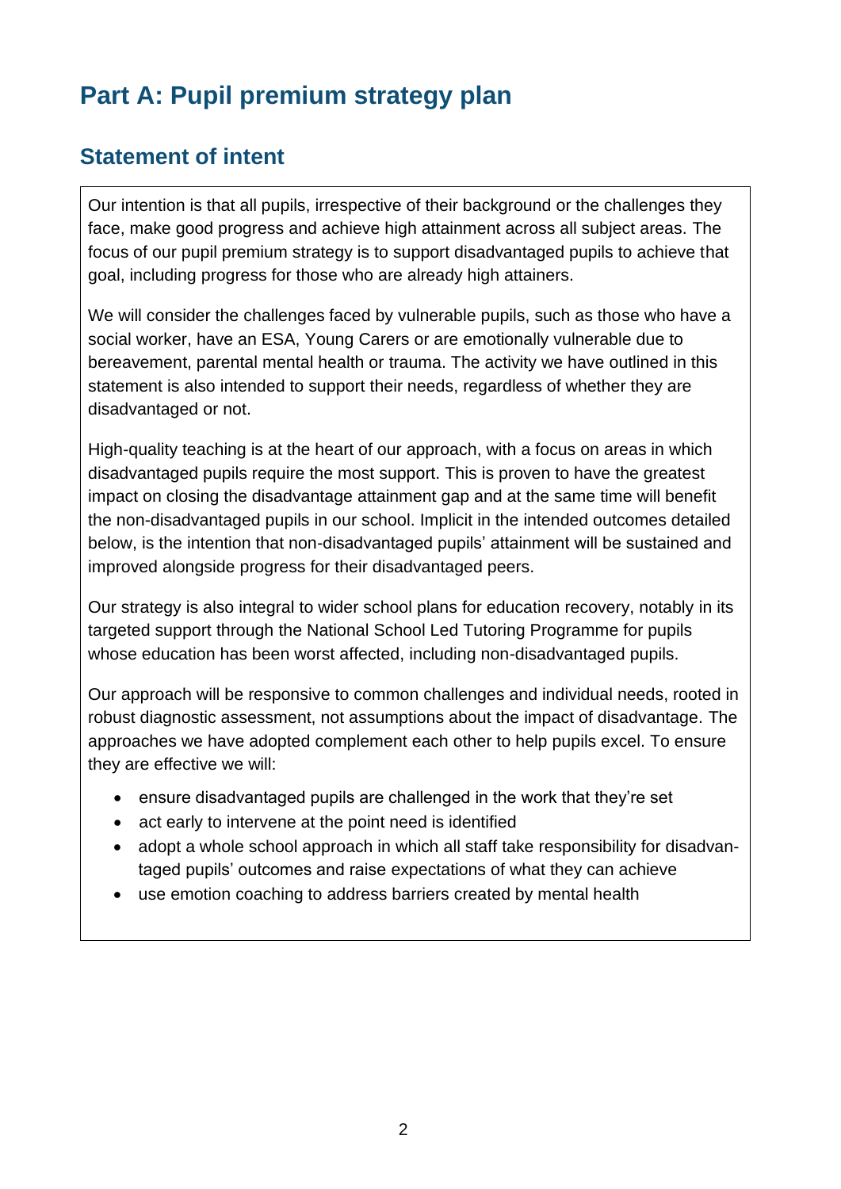# Part A: Pupil premium strategy plan

## Statement of intent

Our intention is that all pupils, irrespective of their background or the challenges they face, make good progress and achieve high attainment across all subject areas. The focus of our pupil premium strategy is to support disadvantaged pupils to achieve that goal, including progress for those who are already high attainers.

We will consider the challenges faced by vulnerable pupils, such as those who have a social worker, have an ESA, Young Carers or are emotionally vulnerable due to bereavement, parental mental health or trauma. The activity we have outlined in this statement is also intended to support their needs, regardless of whether they are disadvantaged or not.

High-quality teaching is at the heart of our approach, with a focus on areas in which disadvantaged pupils require the most support. This is proven to have the greatest impact on closing the disadvantage attainment gap and at the same time will benefit the non-disadvantaged pupils in our school. Implicit in the intended outcomes detailed below, is the intention that non-disadvantaged pupils' attainment will be sustained and improved alongside progress for their disadvantaged peers.

Our strategy is also integral to wider school plans for education recovery, notably in its targeted support through the National School Led Tutoring Programme for pupils whose education has been worst affected, including non-disadvantaged pupils.

Our approach will be responsive to common challenges and individual needs, rooted in robust diagnostic assessment, not assumptions about the impact of disadvantage. The approaches we have adopted complement each other to help pupils excel. To ensure they are effective we will:

- ensure disadvantaged pupils are challenged in the work that they're set
- act early to intervene at the point need is identified
- adopt a whole school approach in which all staff take responsibility for disadvantaged pupils' outcomes and raise expectations of what they can achieve
- use emotion coaching to address barriers created by mental health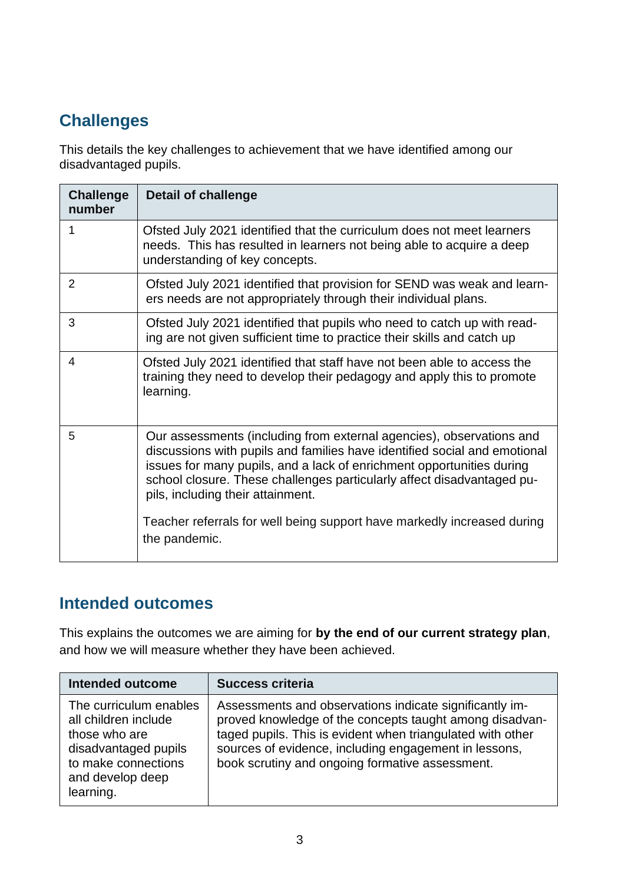## Challenges

This details the key challenges to achievement that we have identified among our disadvantaged pupils.

| Challenge number | Detail of challenge |
|---|---|
| 1 | Ofsted July 2021 identified that the curriculum does not meet learners needs.  This has resulted in learners not being able to acquire a deep understanding of key concepts. |
| 2 | Ofsted July 2021 identified that provision for SEND was weak and learners needs are not appropriately through their individual plans. |
| 3 | Ofsted July 2021 identified that pupils who need to catch up with reading are not given sufficient time to practice their skills and catch up |
| 4 | Ofsted July 2021 identified that staff have not been able to access the training they need to develop their pedagogy and apply this to promote learning. |
| 5 | Our assessments (including from external agencies), observations and discussions with pupils and families have identified social and emotional issues for many pupils, and a lack of enrichment opportunities during school closure. These challenges particularly affect disadvantaged pupils, including their attainment.<br><br>Teacher referrals for well being support have markedly increased during the pandemic. |

## Intended outcomes

This explains the outcomes we are aiming for **by the end of our current strategy plan**, and how we will measure whether they have been achieved.

| Intended outcome | Success criteria |
|---|---|
| The curriculum enables all children include those who are disadvantaged pupils to make connections and develop deep learning. | Assessments and observations indicate significantly improved knowledge of the concepts taught among disadvantaged pupils. This is evident when triangulated with other sources of evidence, including engagement in lessons, book scrutiny and ongoing formative assessment. |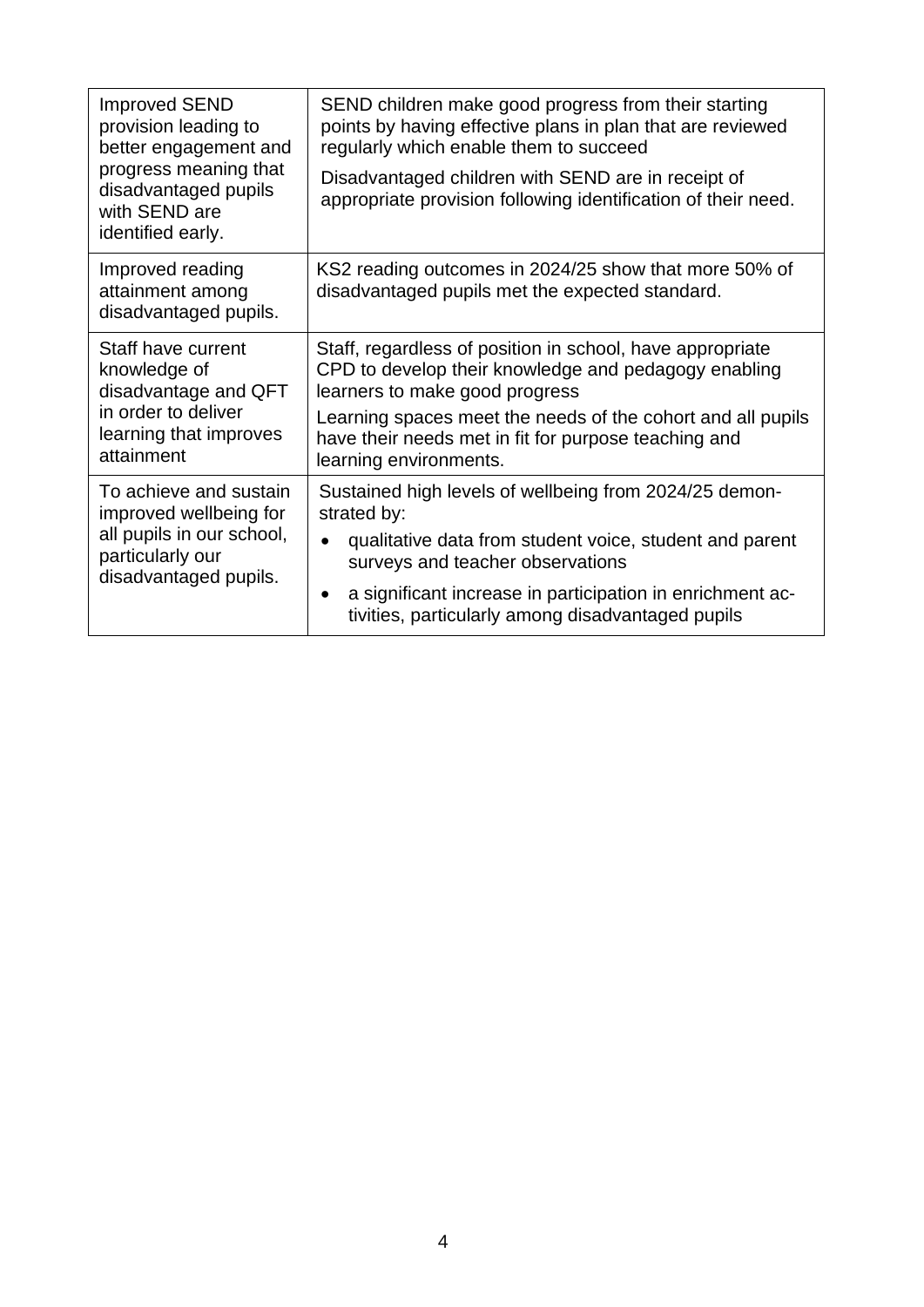| | |
|---|---|
| Improved SEND provision leading to better engagement and progress meaning that disadvantaged pupils with SEND are identified early. | SEND children make good progress from their starting points by having effective plans in plan that are reviewed regularly which enable them to succeed<br><br>Disadvantaged children with SEND are in receipt of appropriate provision following identification of their need. |
| Improved reading attainment among disadvantaged pupils. | KS2 reading outcomes in 2024/25 show that more 50% of disadvantaged pupils met the expected standard. |
| Staff have current knowledge of disadvantage and QFT in order to deliver learning that improves attainment | Staff, regardless of position in school, have appropriate CPD to develop their knowledge and pedagogy enabling learners to make good progress<br><br>Learning spaces meet the needs of the cohort and all pupils have their needs met in fit for purpose teaching and learning environments. |
| To achieve and sustain improved wellbeing for all pupils in our school, particularly our disadvantaged pupils. | Sustained high levels of wellbeing from 2024/25 demonstrated by:<br>• qualitative data from student voice, student and parent surveys and teacher observations<br>• a significant increase in participation in enrichment activities, particularly among disadvantaged pupils |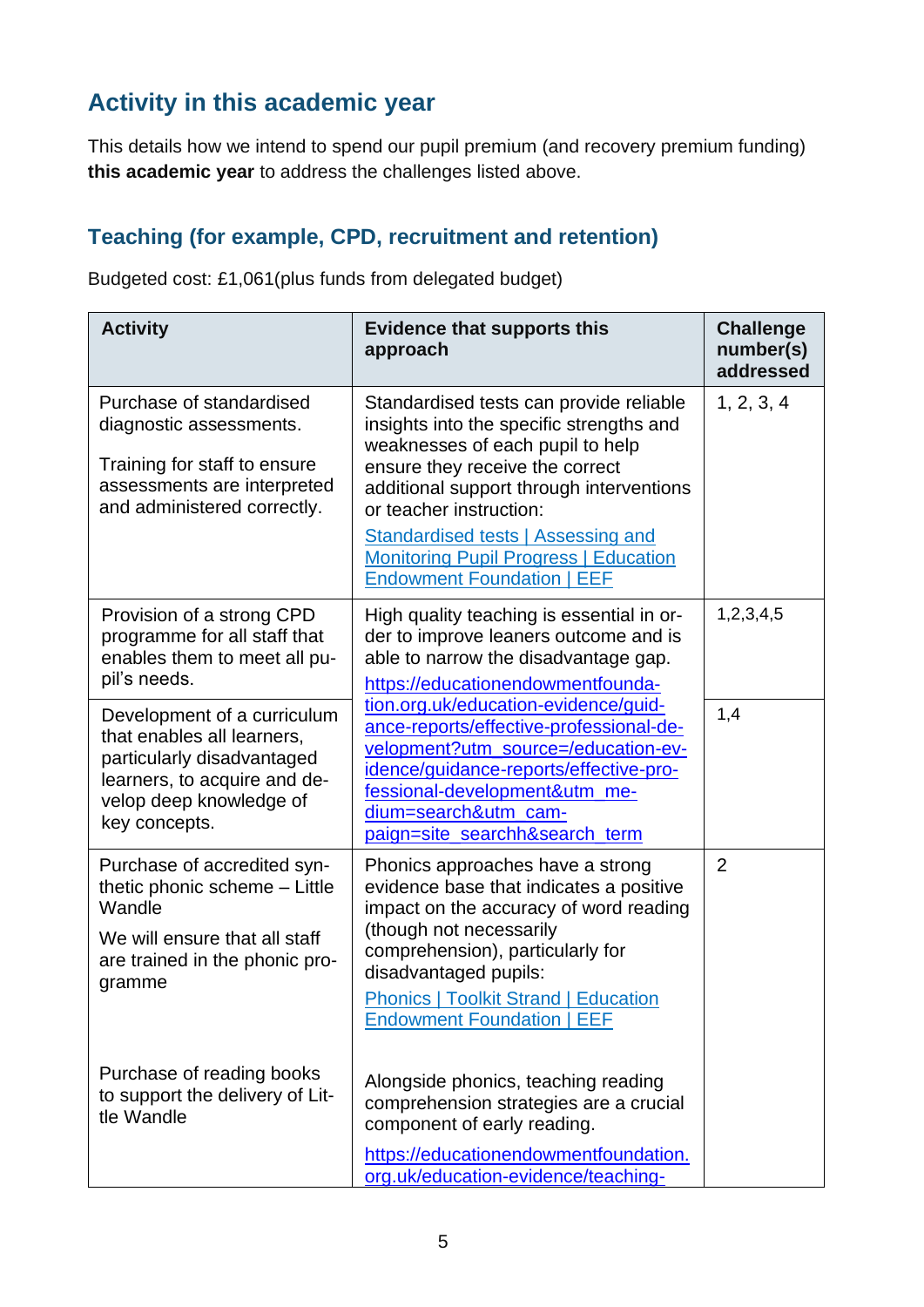## Activity in this academic year

This details how we intend to spend our pupil premium (and recovery premium funding) **this academic year** to address the challenges listed above.

### Teaching (for example, CPD, recruitment and retention)

Budgeted cost: £1,061(plus funds from delegated budget)

| Activity | Evidence that supports this approach | Challenge number(s) addressed |
|---|---|---|
| Purchase of standardised diagnostic assessments.<br><br>Training for staff to ensure assessments are interpreted and administered correctly. | Standardised tests can provide reliable insights into the specific strengths and weaknesses of each pupil to help ensure they receive the correct additional support through interventions or teacher instruction:<br><br>Standardised tests \| Assessing and Monitoring Pupil Progress \| Education Endowment Foundation \| EEF | 1, 2, 3, 4 |
| Provision of a strong CPD programme for all staff that enables them to meet all pupil's needs. | High quality teaching is essential in order to improve leaners outcome and is able to narrow the disadvantage gap.<br><br>https://educationendowmentfoundation.org.uk/education-evidence/guidance-reports/effective-professional-development?utm_source=/education-evidence/guidance-reports/effective-professional-development&utm_medium=search&utm_campaign=site_searchh&search_term | 1,2,3,4,5 |
| Development of a curriculum that enables all learners, particularly disadvantaged learners, to acquire and develop deep knowledge of key concepts. | | 1,4 |
| Purchase of accredited synthetic phonic scheme – Little Wandle<br><br>We will ensure that all staff are trained in the phonic programme<br><br>Purchase of reading books to support the delivery of Little Wandle | Phonics approaches have a strong evidence base that indicates a positive impact on the accuracy of word reading (though not necessarily comprehension), particularly for disadvantaged pupils:<br><br>Phonics \| Toolkit Strand \| Education Endowment Foundation \| EEF<br><br>Alongside phonics, teaching reading comprehension strategies are a crucial component of early reading.<br><br>https://educationendowmentfoundation.org.uk/education-evidence/teaching- | 2 |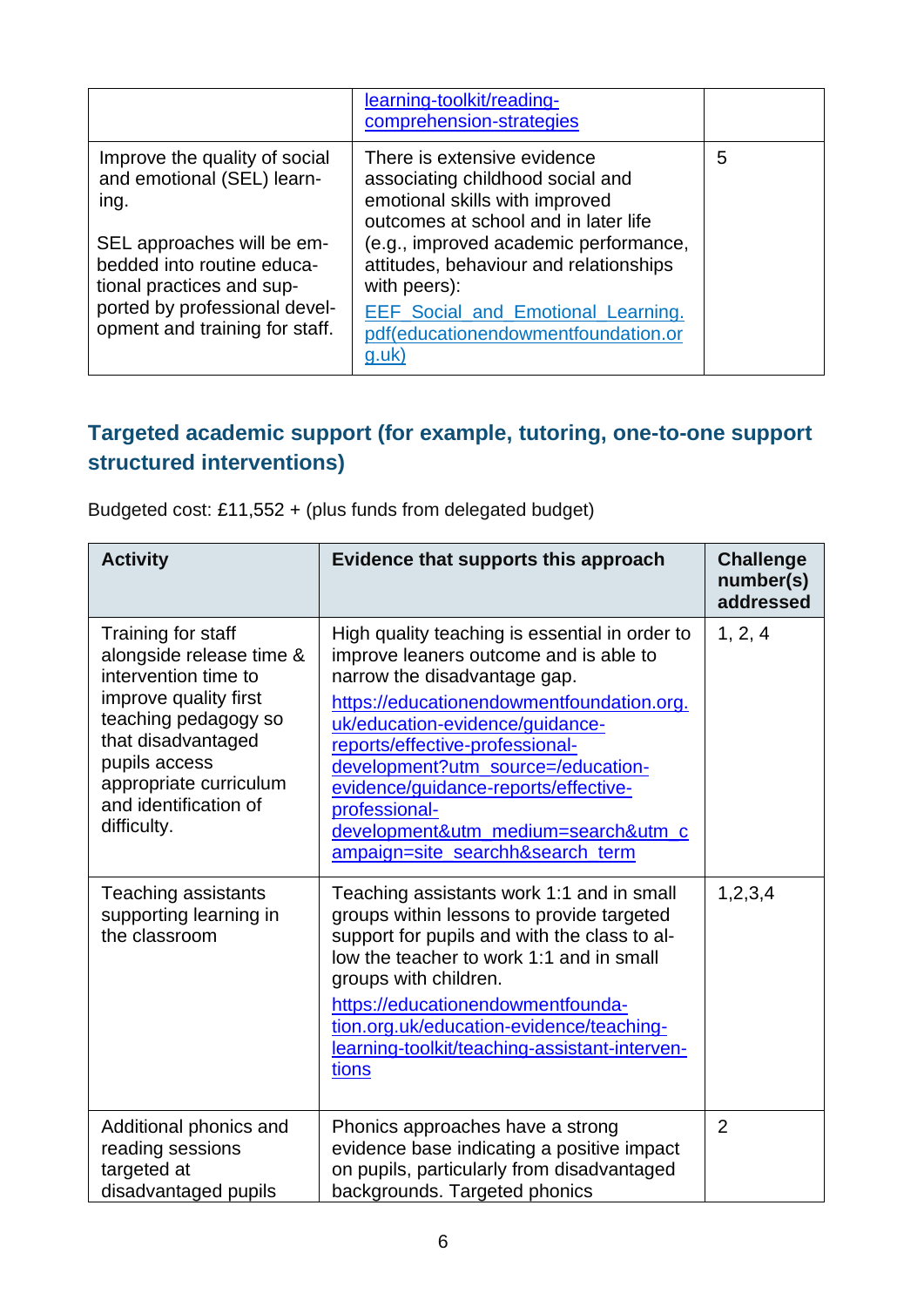| | | |
|---|---|---|
| | learning-toolkit/reading-comprehension-strategies | |
| Improve the quality of social and emotional (SEL) learning.<br><br>SEL approaches will be embedded into routine educational practices and supported by professional development and training for staff. | There is extensive evidence associating childhood social and emotional skills with improved outcomes at school and in later life (e.g., improved academic performance, attitudes, behaviour and relationships with peers):<br><br>EEF_Social_and_Emotional_Learning.pdf(educationendowmentfoundation.org.uk) | 5 |

## Targeted academic support (for example, tutoring, one-to-one support structured interventions)

Budgeted cost: £11,552 + (plus funds from delegated budget)

| Activity | Evidence that supports this approach | Challenge number(s) addressed |
|---|---|---|
| Training for staff alongside release time & intervention time to improve quality first teaching pedagogy so that disadvantaged pupils access appropriate curriculum and identification of difficulty. | High quality teaching is essential in order to improve leaners outcome and is able to narrow the disadvantage gap.<br><br>https://educationendowmentfoundation.org.uk/education-evidence/guidance-reports/effective-professional-development?utm_source=/education-evidence/guidance-reports/effective-professional-development&utm_medium=search&utm_campaign=site_searchh&search_term | 1, 2, 4 |
| Teaching assistants supporting learning in the classroom | Teaching assistants work 1:1 and in small groups within lessons to provide targeted support for pupils and with the class to allow the teacher to work 1:1 and in small groups with children.<br><br>https://educationendowmentfoundation.org.uk/education-evidence/teaching-learning-toolkit/teaching-assistant-interventions | 1,2,3,4 |
| Additional phonics and reading sessions targeted at disadvantaged pupils | Phonics approaches have a strong evidence base indicating a positive impact on pupils, particularly from disadvantaged backgrounds. Targeted phonics | 2 |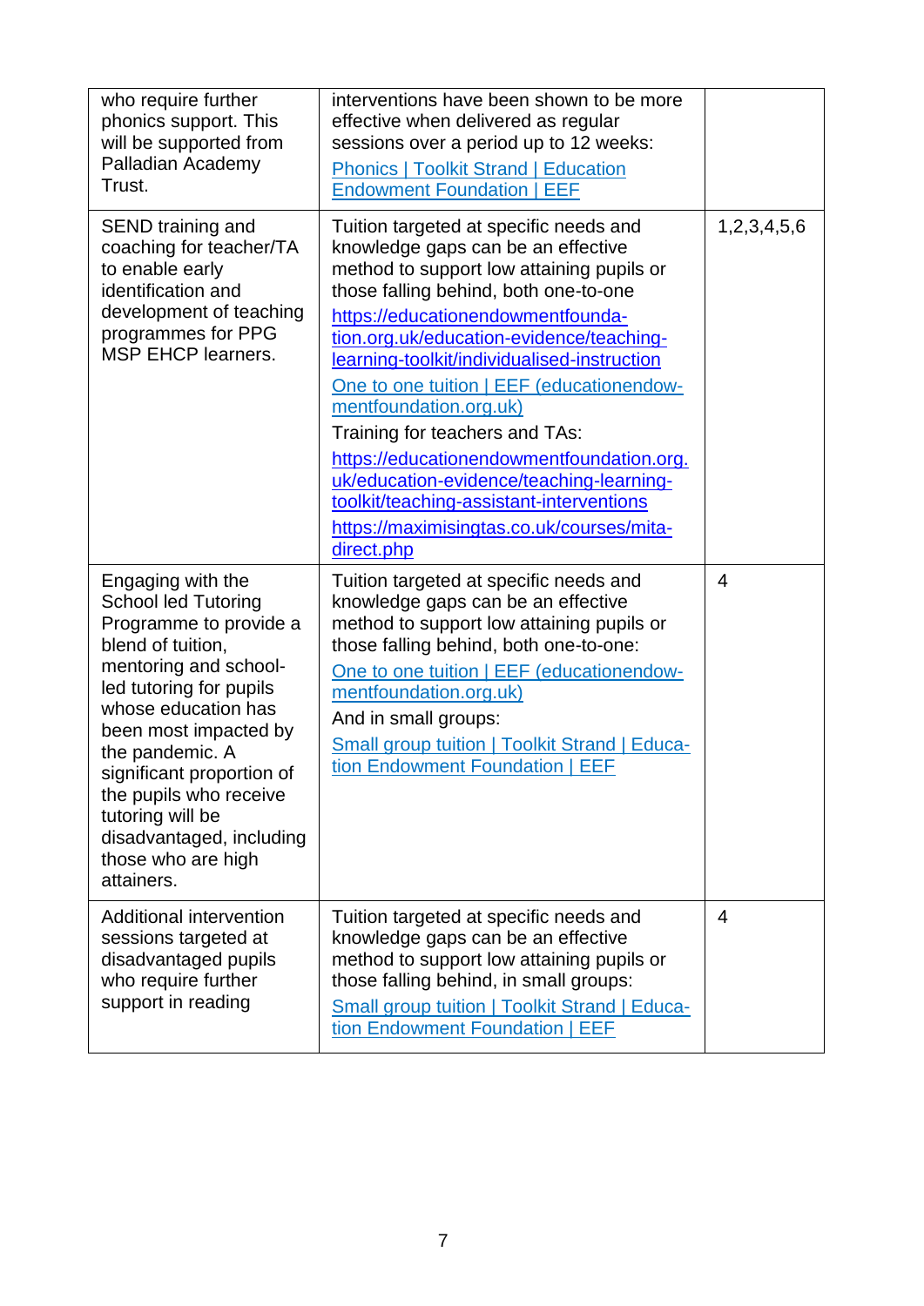| | | |
|---|---|---|
| who require further phonics support. This will be supported from Palladian Academy Trust. | interventions have been shown to be more effective when delivered as regular sessions over a period up to 12 weeks: [Phonics \| Toolkit Strand \| Education Endowment Foundation \| EEF] | |
| SEND training and coaching for teacher/TA to enable early identification and development of teaching programmes for PPG MSP EHCP learners. | Tuition targeted at specific needs and knowledge gaps can be an effective method to support low attaining pupils or those falling behind, both one-to-one https://educationendowmentfoundation.org.uk/education-evidence/teaching-learning-toolkit/individualised-instruction One to one tuition \| EEF (educationendowmentfoundation.org.uk) Training for teachers and TAs: https://educationendowmentfoundation.org.uk/education-evidence/teaching-learning-toolkit/teaching-assistant-interventions https://maximisingtas.co.uk/courses/mita-direct.php | 1,2,3,4,5,6 |
| Engaging with the School led Tutoring Programme to provide a blend of tuition, mentoring and school-led tutoring for pupils whose education has been most impacted by the pandemic. A significant proportion of the pupils who receive tutoring will be disadvantaged, including those who are high attainers. | Tuition targeted at specific needs and knowledge gaps can be an effective method to support low attaining pupils or those falling behind, both one-to-one: One to one tuition \| EEF (educationendowmentfoundation.org.uk) And in small groups: Small group tuition \| Toolkit Strand \| Education Endowment Foundation \| EEF | 4 |
| Additional intervention sessions targeted at disadvantaged pupils who require further support in reading | Tuition targeted at specific needs and knowledge gaps can be an effective method to support low attaining pupils or those falling behind, in small groups: Small group tuition \| Toolkit Strand \| Education Endowment Foundation \| EEF | 4 |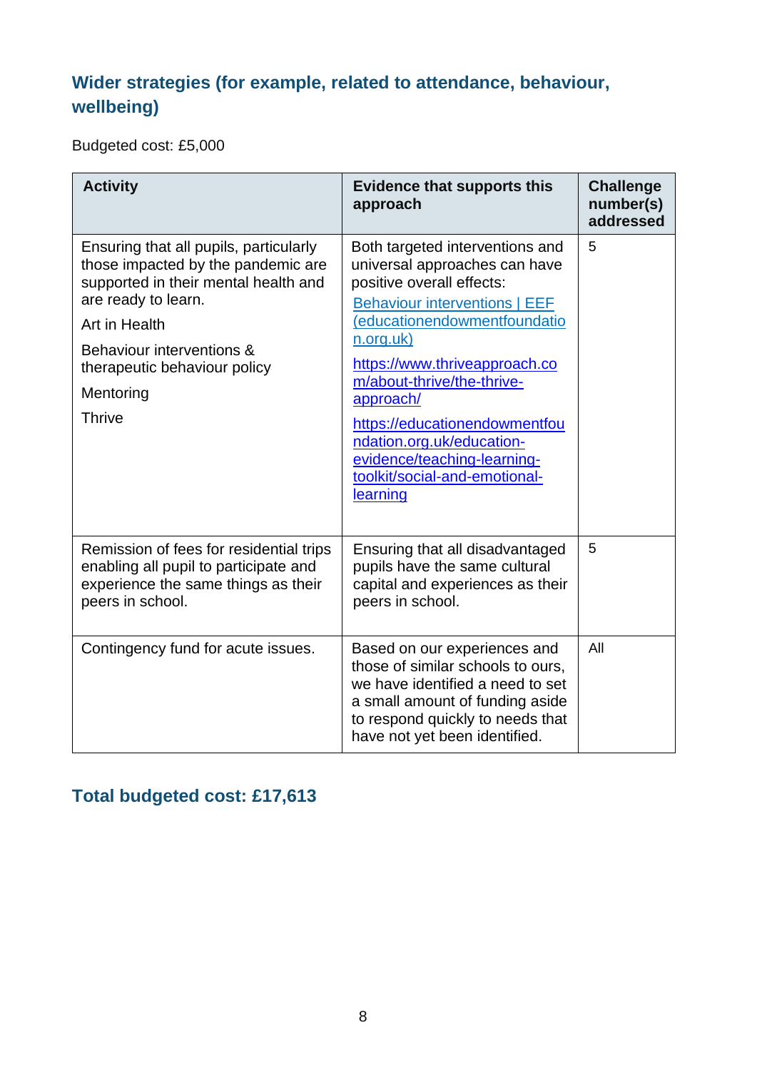## Wider strategies (for example, related to attendance, behaviour, wellbeing)

Budgeted cost: £5,000

| Activity | Evidence that supports this approach | Challenge number(s) addressed |
|---|---|---|
| Ensuring that all pupils, particularly those impacted by the pandemic are supported in their mental health and are ready to learn.<br><br>Art in Health<br><br>Behaviour interventions & therapeutic behaviour policy<br><br>Mentoring<br><br>Thrive | Both targeted interventions and universal approaches can have positive overall effects:<br><br>[Behaviour interventions \| EEF (educationendowmentfoundation.org.uk)]<br><br>https://www.thriveapproach.com/about-thrive/the-thrive-approach/<br><br>https://educationendowmentfoundation.org.uk/education-evidence/teaching-learning-toolkit/social-and-emotional-learning | 5 |
| Remission of fees for residential trips enabling all pupil to participate and experience the same things as their peers in school. | Ensuring that all disadvantaged pupils have the same cultural capital and experiences as their peers in school. | 5 |
| Contingency fund for acute issues. | Based on our experiences and those of similar schools to ours, we have identified a need to set a small amount of funding aside to respond quickly to needs that have not yet been identified. | All |

## Total budgeted cost: £17,613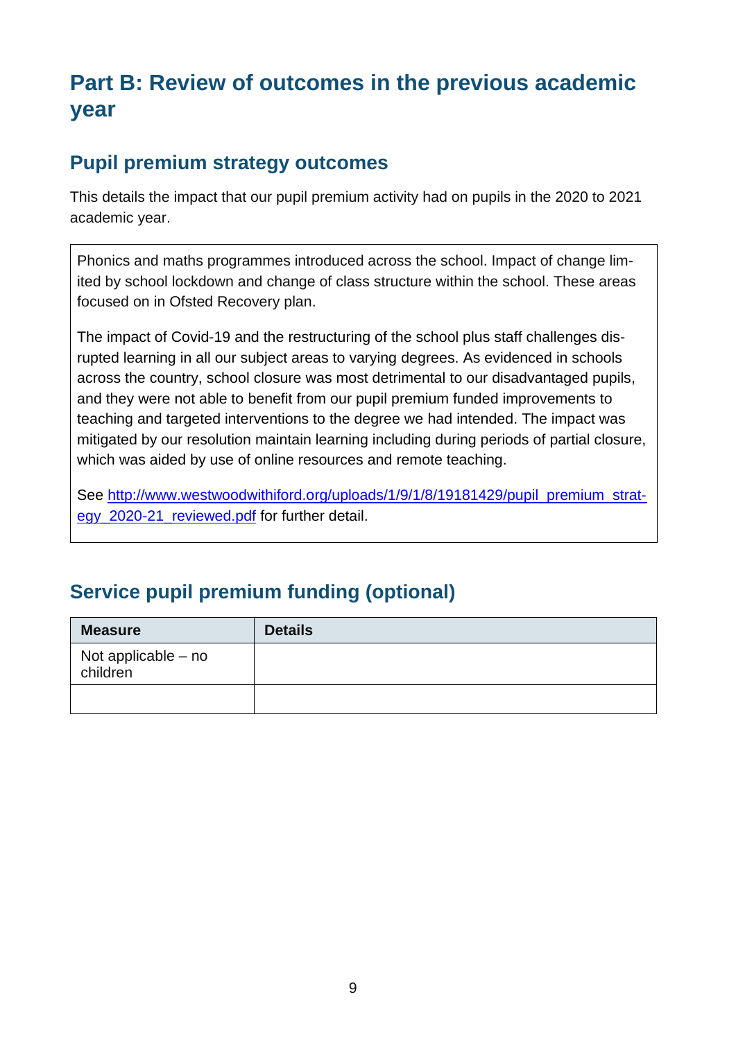# Part B: Review of outcomes in the previous academic year

## Pupil premium strategy outcomes

This details the impact that our pupil premium activity had on pupils in the 2020 to 2021 academic year.

Phonics and maths programmes introduced across the school. Impact of change limited by school lockdown and change of class structure within the school. These areas focused on in Ofsted Recovery plan.

The impact of Covid-19 and the restructuring of the school plus staff challenges disrupted learning in all our subject areas to varying degrees. As evidenced in schools across the country, school closure was most detrimental to our disadvantaged pupils, and they were not able to benefit from our pupil premium funded improvements to teaching and targeted interventions to the degree we had intended. The impact was mitigated by our resolution maintain learning including during periods of partial closure, which was aided by use of online resources and remote teaching.

See http://www.westwoodwithiford.org/uploads/1/9/1/8/19181429/pupil_premium_strategy_2020-21_reviewed.pdf for further detail.

## Service pupil premium funding (optional)

| Measure | Details |
|---|---|
| Not applicable – no children | |
| | |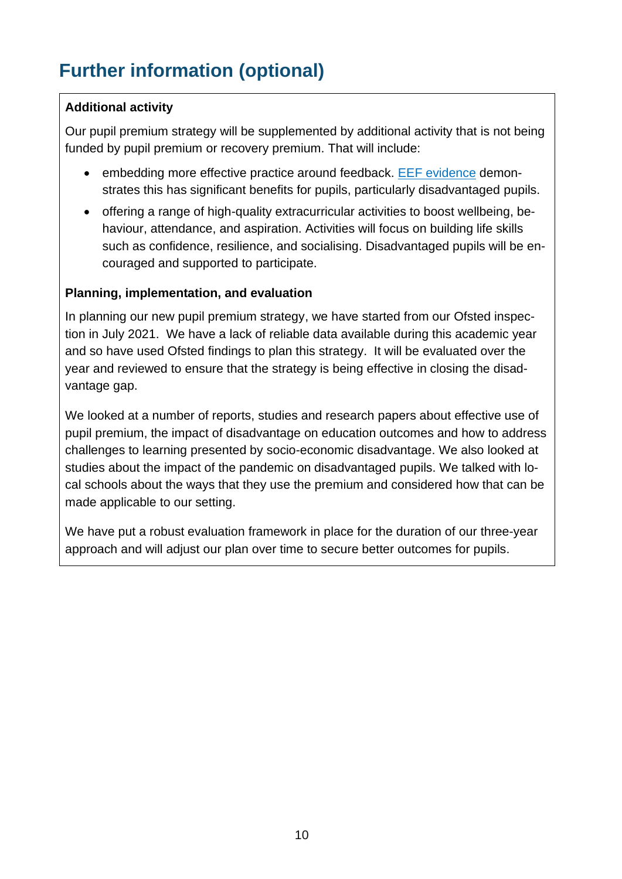# Further information (optional)

**Additional activity**

Our pupil premium strategy will be supplemented by additional activity that is not being funded by pupil premium or recovery premium. That will include:

- embedding more effective practice around feedback. [EEF evidence] demonstrates this has significant benefits for pupils, particularly disadvantaged pupils.
- offering a range of high-quality extracurricular activities to boost wellbeing, behaviour, attendance, and aspiration. Activities will focus on building life skills such as confidence, resilience, and socialising. Disadvantaged pupils will be encouraged and supported to participate.

**Planning, implementation, and evaluation**

In planning our new pupil premium strategy, we have started from our Ofsted inspection in July 2021. We have a lack of reliable data available during this academic year and so have used Ofsted findings to plan this strategy. It will be evaluated over the year and reviewed to ensure that the strategy is being effective in closing the disadvantage gap.

We looked at a number of reports, studies and research papers about effective use of pupil premium, the impact of disadvantage on education outcomes and how to address challenges to learning presented by socio-economic disadvantage. We also looked at studies about the impact of the pandemic on disadvantaged pupils. We talked with local schools about the ways that they use the premium and considered how that can be made applicable to our setting.

We have put a robust evaluation framework in place for the duration of our three-year approach and will adjust our plan over time to secure better outcomes for pupils.